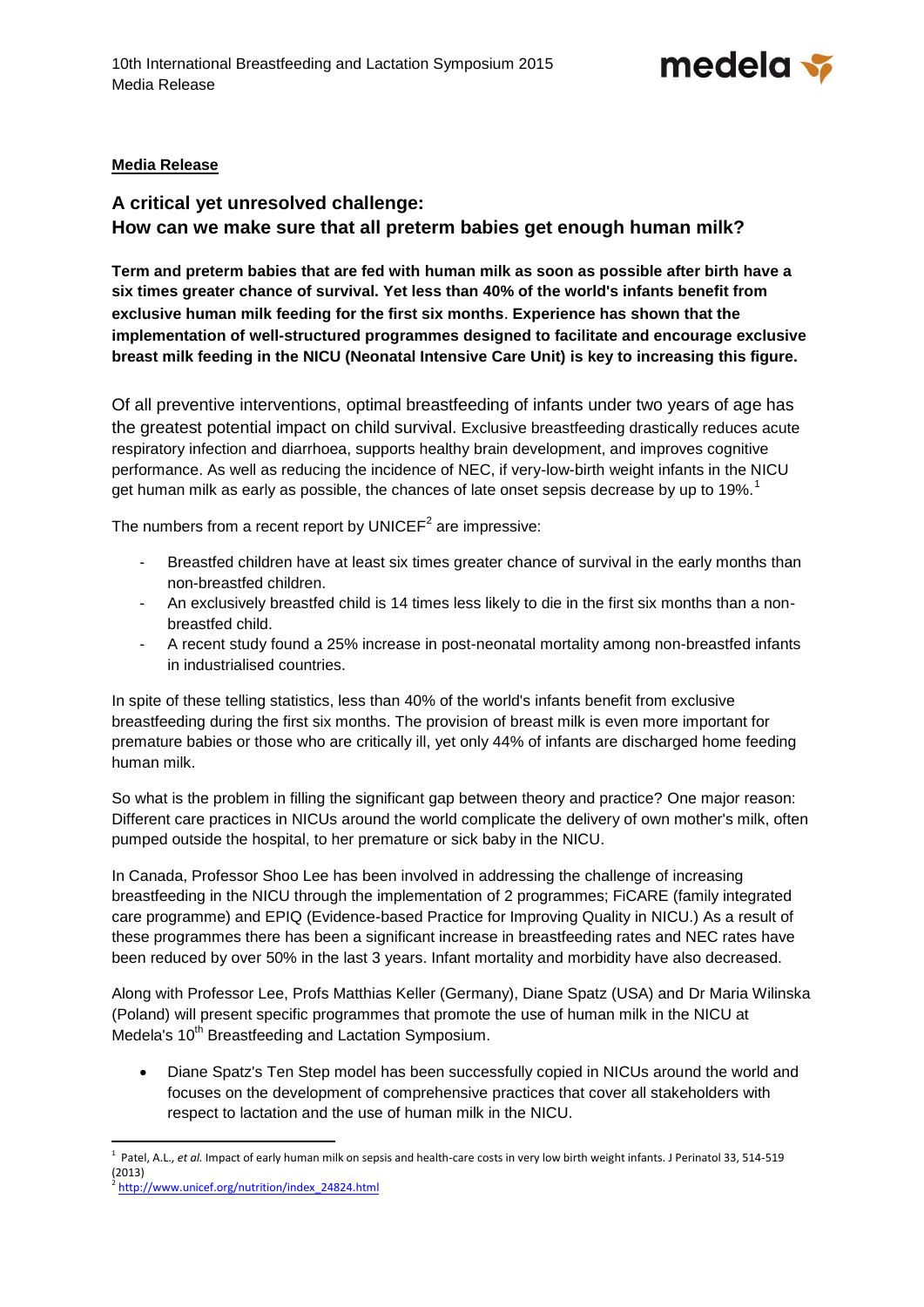**Media Release**

## A critical yet unresolved challenge: How can we make sure that all preterm babies get enough human milk?

**Term and preterm babies that are fed with human milk as soon as possible after birth have a six times greater chance of survival. Yet less than 40% of the world's infants benefit from exclusive human milk feeding for the first six months. Experience has shown that the implementation of well-structured programmes designed to facilitate and encourage exclusive breast milk feeding in the NICU (Neonatal Intensive Care Unit) is key to increasing this figure.**

Of all preventive interventions, optimal breastfeeding of infants under two years of age has the greatest potential impact on child survival. Exclusive breastfeeding drastically reduces acute respiratory infection and diarrhoea, supports healthy brain development, and improves cognitive performance. As well as reducing the incidence of NEC, if very-low-birth weight infants in the NICU get human milk as early as possible, the chances of late onset sepsis decrease by up to 19%.[1]

The numbers from a recent report by UNICEF[2] are impressive:

- Breastfed children have at least six times greater chance of survival in the early months than non-breastfed children.
- An exclusively breastfed child is 14 times less likely to die in the first six months than a non-breastfed child.
- A recent study found a 25% increase in post-neonatal mortality among non-breastfed infants in industrialised countries.

In spite of these telling statistics, less than 40% of the world's infants benefit from exclusive breastfeeding during the first six months. The provision of breast milk is even more important for premature babies or those who are critically ill, yet only 44% of infants are discharged home feeding human milk.

So what is the problem in filling the significant gap between theory and practice? One major reason: Different care practices in NICUs around the world complicate the delivery of own mother's milk, often pumped outside the hospital, to her premature or sick baby in the NICU.

In Canada, Professor Shoo Lee has been involved in addressing the challenge of increasing breastfeeding in the NICU through the implementation of 2 programmes; FiCARE (family integrated care programme) and EPIQ (Evidence-based Practice for Improving Quality in NICU.) As a result of these programmes there has been a significant increase in breastfeeding rates and NEC rates have been reduced by over 50% in the last 3 years. Infant mortality and morbidity have also decreased.

Along with Professor Lee, Profs Matthias Keller (Germany), Diane Spatz (USA) and Dr Maria Wilinska (Poland) will present specific programmes that promote the use of human milk in the NICU at Medela's 10th Breastfeeding and Lactation Symposium.

- Diane Spatz's Ten Step model has been successfully copied in NICUs around the world and focuses on the development of comprehensive practices that cover all stakeholders with respect to lactation and the use of human milk in the NICU.

---

[1] Patel, A.L., *et al.* Impact of early human milk on sepsis and health-care costs in very low birth weight infants. J Perinatol 33, 514-519 (2013)

[2] http://www.unicef.org/nutrition/index_24824.html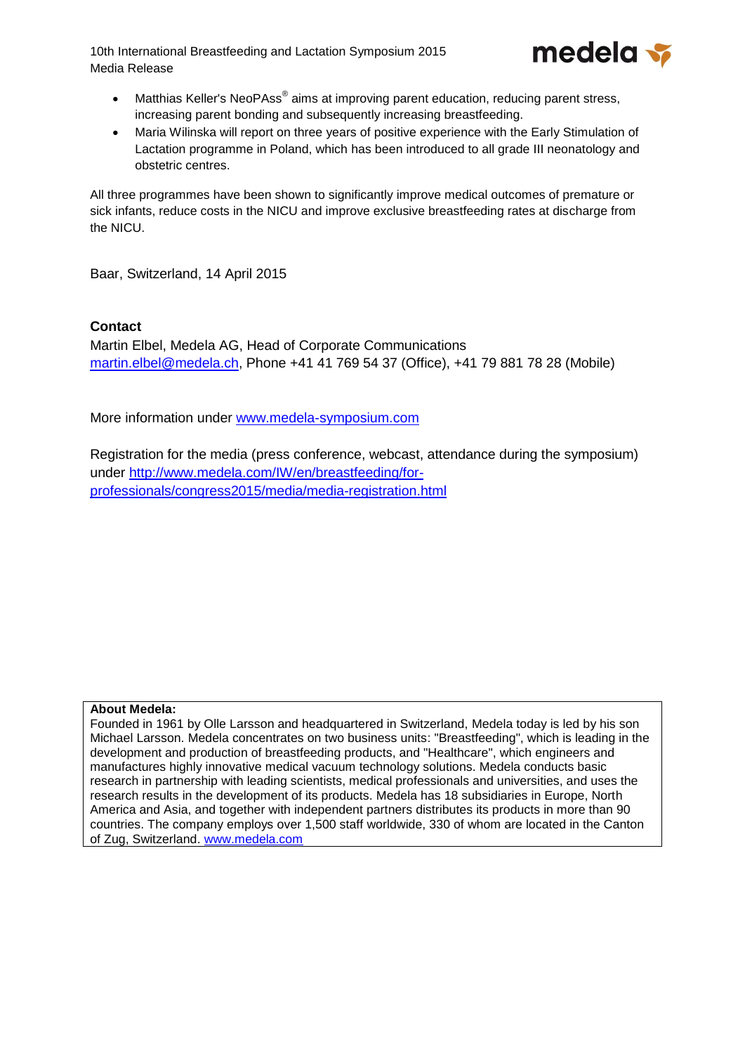- Matthias Keller's NeoPAss® aims at improving parent education, reducing parent stress, increasing parent bonding and subsequently increasing breastfeeding.
- Maria Wilinska will report on three years of positive experience with the Early Stimulation of Lactation programme in Poland, which has been introduced to all grade III neonatology and obstetric centres.

All three programmes have been shown to significantly improve medical outcomes of premature or sick infants, reduce costs in the NICU and improve exclusive breastfeeding rates at discharge from the NICU.

Baar, Switzerland, 14 April 2015

**Contact**

Martin Elbel, Medela AG, Head of Corporate Communications
martin.elbel@medela.ch, Phone +41 41 769 54 37 (Office), +41 79 881 78 28 (Mobile)

More information under www.medela-symposium.com

Registration for the media (press conference, webcast, attendance during the symposium) under http://www.medela.com/IW/en/breastfeeding/for-professionals/congress2015/media/media-registration.html

**About Medela:**

Founded in 1961 by Olle Larsson and headquartered in Switzerland, Medela today is led by his son Michael Larsson. Medela concentrates on two business units: "Breastfeeding", which is leading in the development and production of breastfeeding products, and "Healthcare", which engineers and manufactures highly innovative medical vacuum technology solutions. Medela conducts basic research in partnership with leading scientists, medical professionals and universities, and uses the research results in the development of its products. Medela has 18 subsidiaries in Europe, North America and Asia, and together with independent partners distributes its products in more than 90 countries. The company employs over 1,500 staff worldwide, 330 of whom are located in the Canton of Zug, Switzerland. www.medela.com